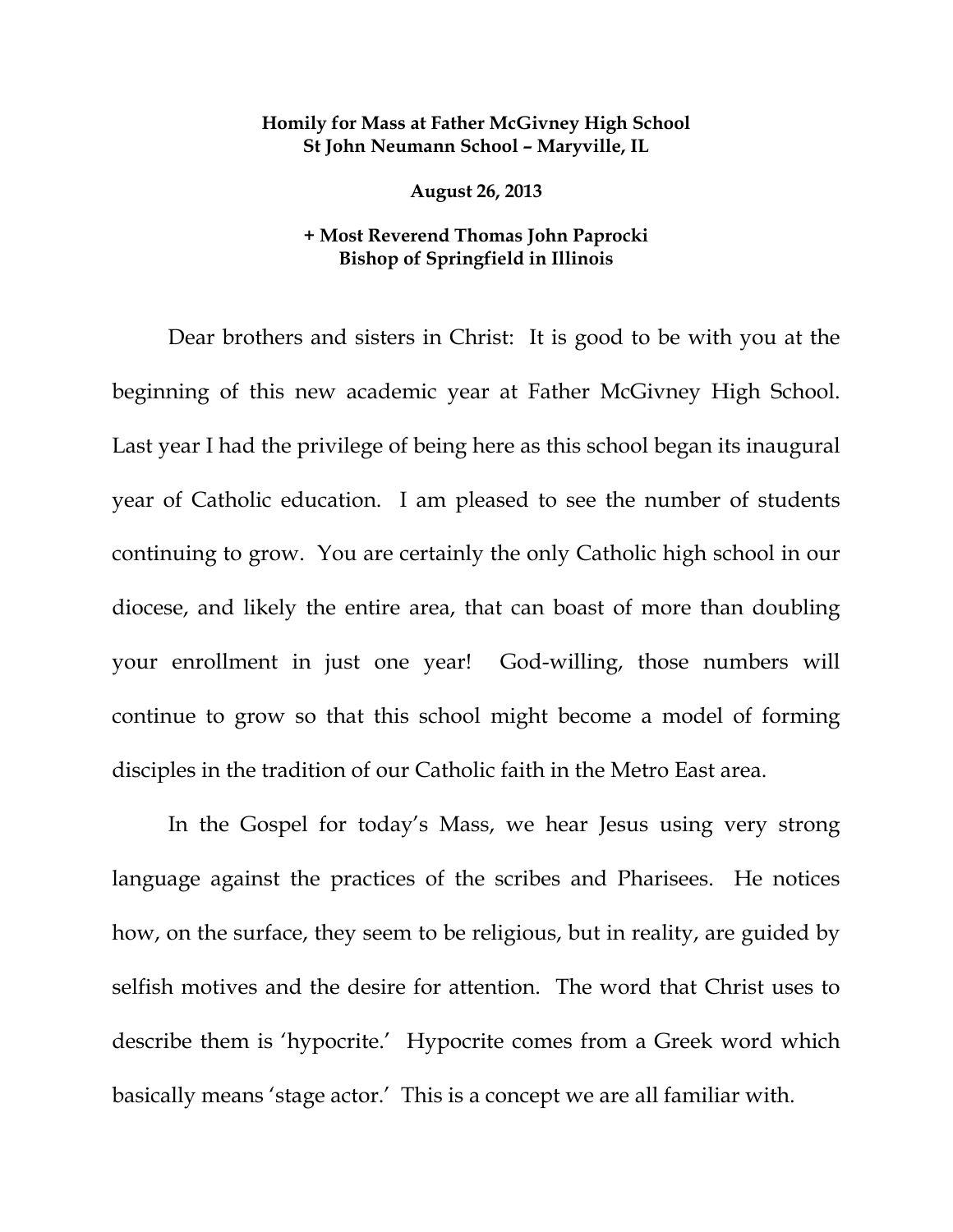**Homily for Mass at Father McGivney High School**
**St John Neumann School – Maryville, IL**

**August 26, 2013**

**+ Most Reverend Thomas John Paprocki**
**Bishop of Springfield in Illinois**

Dear brothers and sisters in Christ: It is good to be with you at the beginning of this new academic year at Father McGivney High School. Last year I had the privilege of being here as this school began its inaugural year of Catholic education. I am pleased to see the number of students continuing to grow. You are certainly the only Catholic high school in our diocese, and likely the entire area, that can boast of more than doubling your enrollment in just one year! God-willing, those numbers will continue to grow so that this school might become a model of forming disciples in the tradition of our Catholic faith in the Metro East area.

In the Gospel for today's Mass, we hear Jesus using very strong language against the practices of the scribes and Pharisees. He notices how, on the surface, they seem to be religious, but in reality, are guided by selfish motives and the desire for attention. The word that Christ uses to describe them is 'hypocrite.' Hypocrite comes from a Greek word which basically means 'stage actor.' This is a concept we are all familiar with.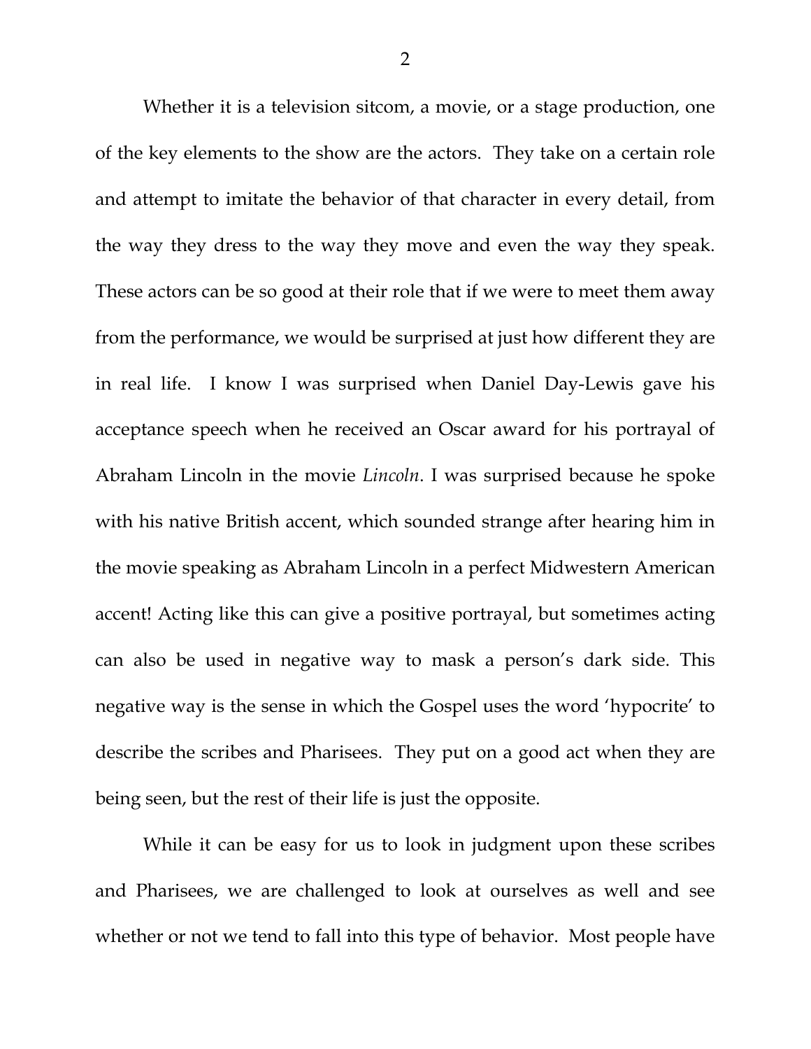Whether it is a television sitcom, a movie, or a stage production, one of the key elements to the show are the actors. They take on a certain role and attempt to imitate the behavior of that character in every detail, from the way they dress to the way they move and even the way they speak. These actors can be so good at their role that if we were to meet them away from the performance, we would be surprised at just how different they are in real life. I know I was surprised when Daniel Day-Lewis gave his acceptance speech when he received an Oscar award for his portrayal of Abraham Lincoln in the movie *Lincoln*. I was surprised because he spoke with his native British accent, which sounded strange after hearing him in the movie speaking as Abraham Lincoln in a perfect Midwestern American accent! Acting like this can give a positive portrayal, but sometimes acting can also be used in negative way to mask a person's dark side. This negative way is the sense in which the Gospel uses the word 'hypocrite' to describe the scribes and Pharisees. They put on a good act when they are being seen, but the rest of their life is just the opposite.

While it can be easy for us to look in judgment upon these scribes and Pharisees, we are challenged to look at ourselves as well and see whether or not we tend to fall into this type of behavior. Most people have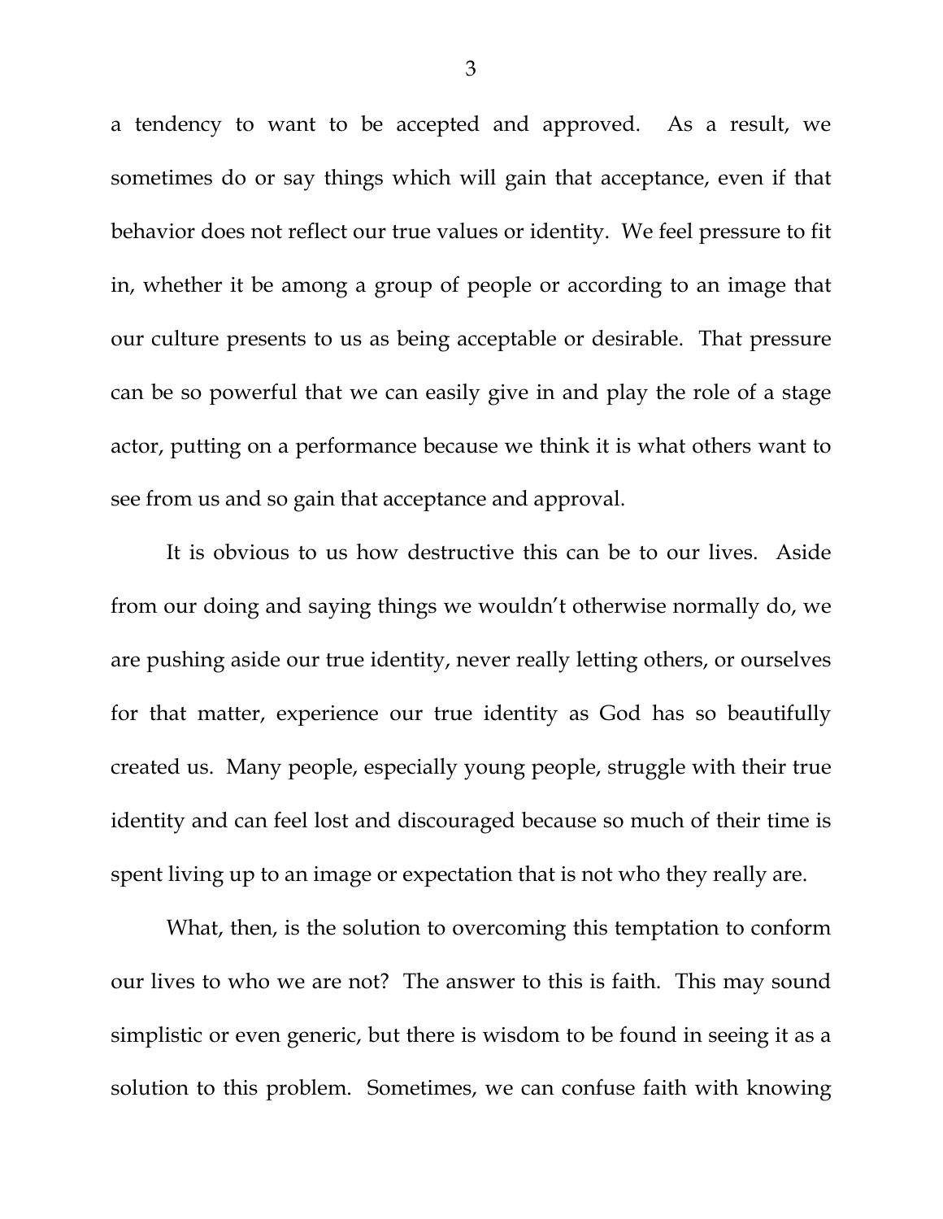a tendency to want to be accepted and approved. As a result, we sometimes do or say things which will gain that acceptance, even if that behavior does not reflect our true values or identity. We feel pressure to fit in, whether it be among a group of people or according to an image that our culture presents to us as being acceptable or desirable. That pressure can be so powerful that we can easily give in and play the role of a stage actor, putting on a performance because we think it is what others want to see from us and so gain that acceptance and approval.

It is obvious to us how destructive this can be to our lives. Aside from our doing and saying things we wouldn't otherwise normally do, we are pushing aside our true identity, never really letting others, or ourselves for that matter, experience our true identity as God has so beautifully created us. Many people, especially young people, struggle with their true identity and can feel lost and discouraged because so much of their time is spent living up to an image or expectation that is not who they really are.

What, then, is the solution to overcoming this temptation to conform our lives to who we are not? The answer to this is faith. This may sound simplistic or even generic, but there is wisdom to be found in seeing it as a solution to this problem. Sometimes, we can confuse faith with knowing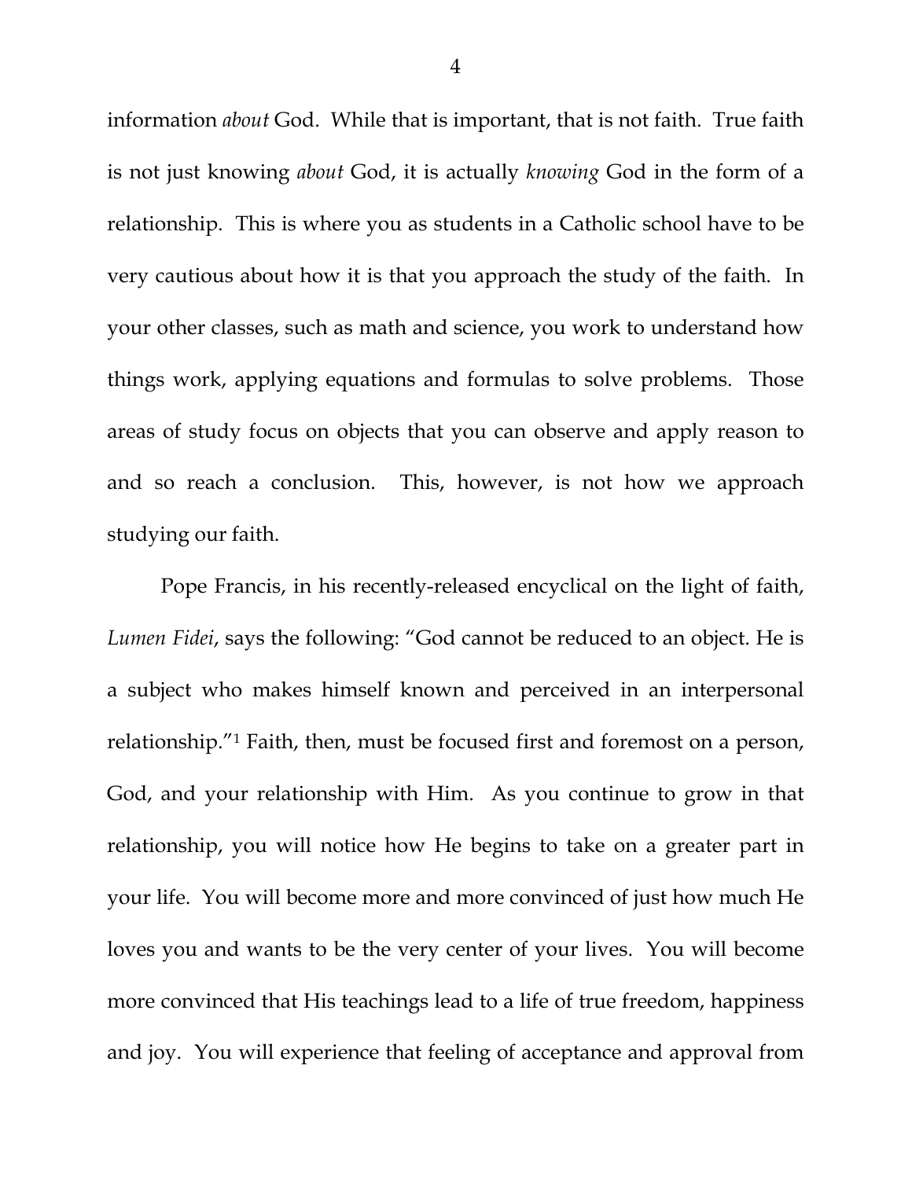information *about* God. While that is important, that is not faith. True faith is not just knowing *about* God, it is actually *knowing* God in the form of a relationship. This is where you as students in a Catholic school have to be very cautious about how it is that you approach the study of the faith. In your other classes, such as math and science, you work to understand how things work, applying equations and formulas to solve problems. Those areas of study focus on objects that you can observe and apply reason to and so reach a conclusion. This, however, is not how we approach studying our faith.

Pope Francis, in his recently-released encyclical on the light of faith, *Lumen Fidei*, says the following: "God cannot be reduced to an object. He is a subject who makes himself known and perceived in an interpersonal relationship."[1] Faith, then, must be focused first and foremost on a person, God, and your relationship with Him. As you continue to grow in that relationship, you will notice how He begins to take on a greater part in your life. You will become more and more convinced of just how much He loves you and wants to be the very center of your lives. You will become more convinced that His teachings lead to a life of true freedom, happiness and joy. You will experience that feeling of acceptance and approval from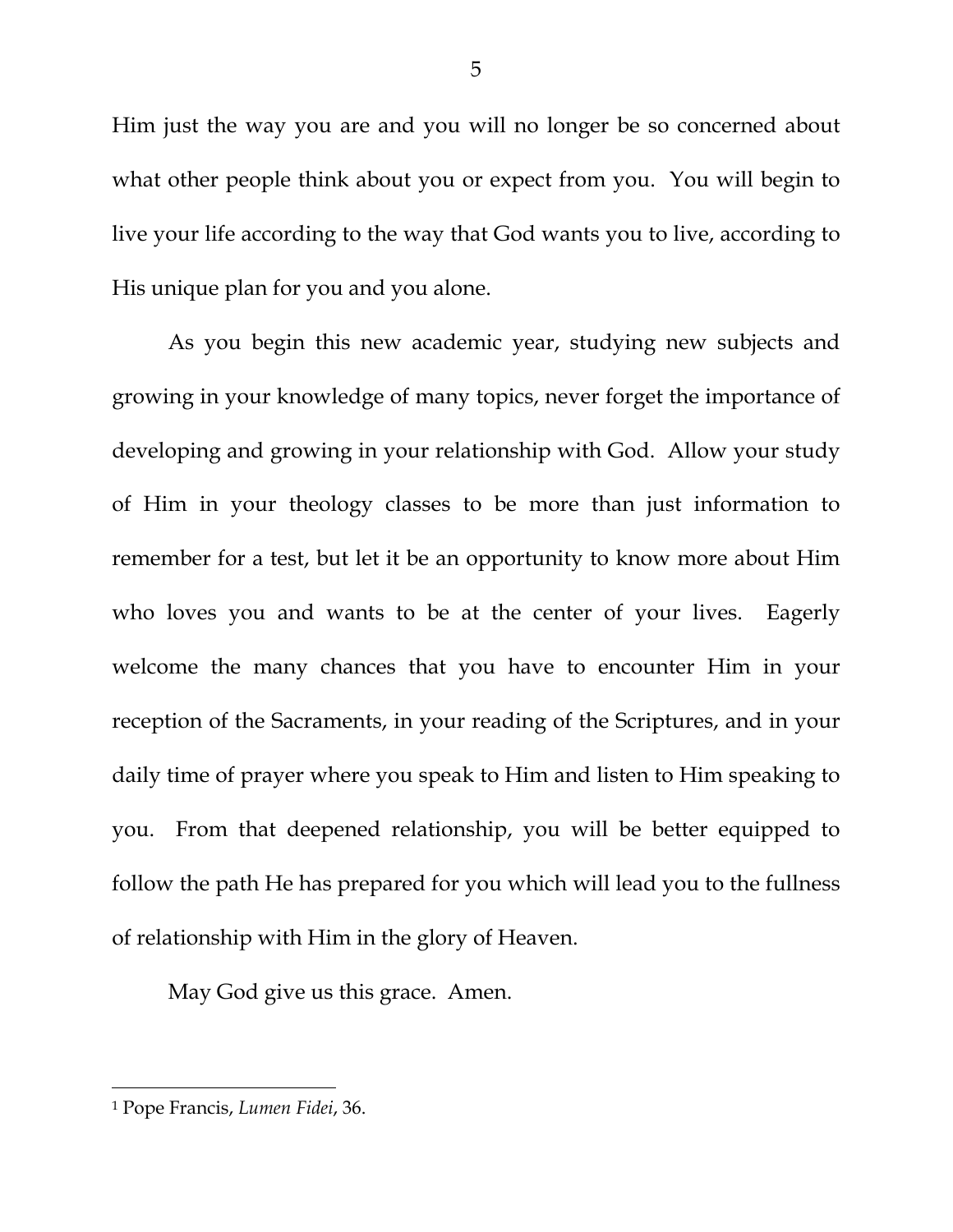Him just the way you are and you will no longer be so concerned about what other people think about you or expect from you. You will begin to live your life according to the way that God wants you to live, according to His unique plan for you and you alone.

As you begin this new academic year, studying new subjects and growing in your knowledge of many topics, never forget the importance of developing and growing in your relationship with God. Allow your study of Him in your theology classes to be more than just information to remember for a test, but let it be an opportunity to know more about Him who loves you and wants to be at the center of your lives. Eagerly welcome the many chances that you have to encounter Him in your reception of the Sacraments, in your reading of the Scriptures, and in your daily time of prayer where you speak to Him and listen to Him speaking to you. From that deepened relationship, you will be better equipped to follow the path He has prepared for you which will lead you to the fullness of relationship with Him in the glory of Heaven.

May God give us this grace. Amen.

---

[1] Pope Francis, *Lumen Fidei*, 36.